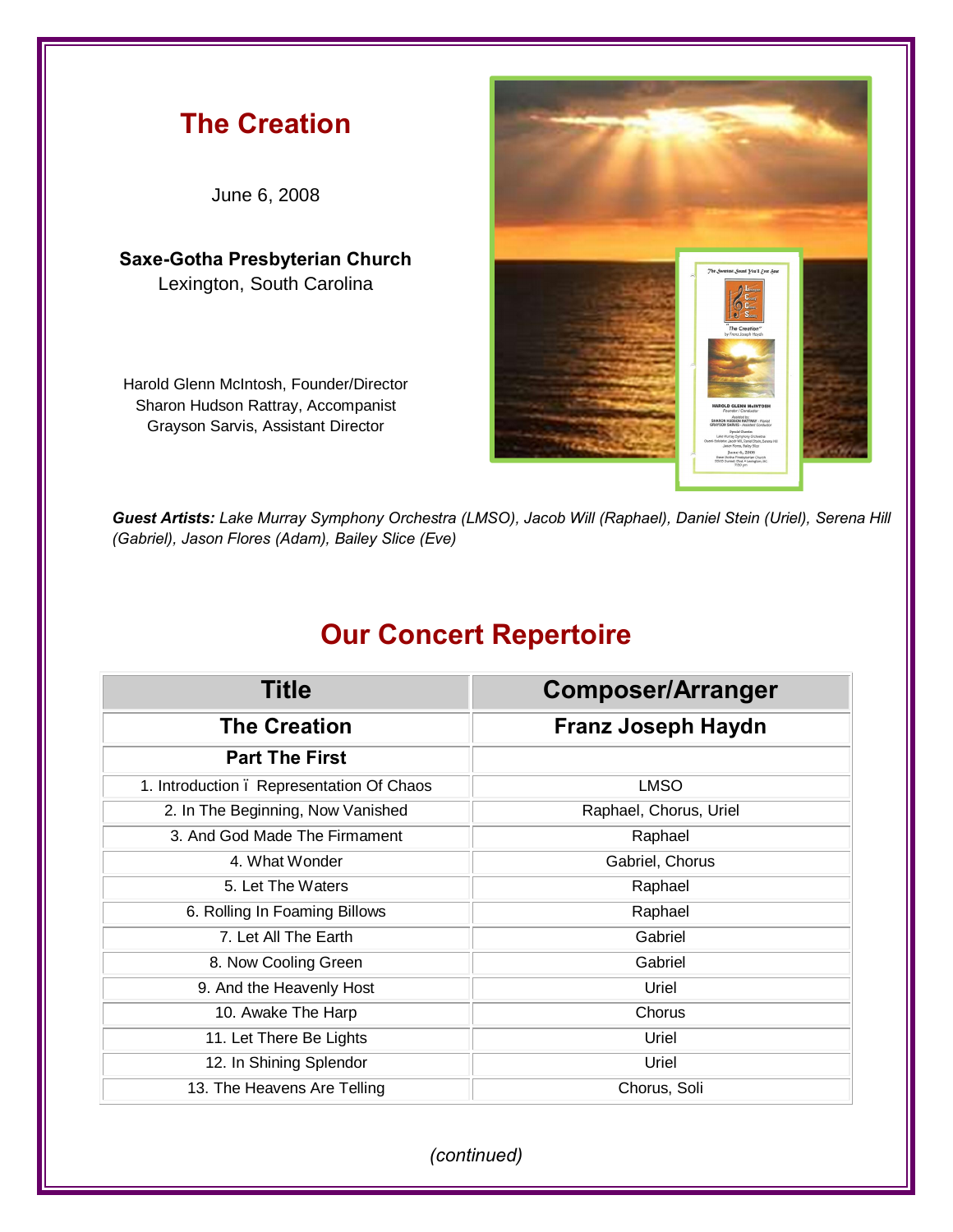## The Creation

June 6, 2008

**Saxe-Gotha Presbyterian Church**
Lexington, South Carolina

Harold Glenn McIntosh, Founder/Director
Sharon Hudson Rattray, Accompanist
Grayson Sarvis, Assistant Director

***Guest Artists:*** *Lake Murray Symphony Orchestra (LMSO), Jacob Will (Raphael), Daniel Stein (Uriel), Serena Hill (Gabriel), Jason Flores (Adam), Bailey Slice (Eve)*

## Our Concert Repertoire

| Title | Composer/Arranger |
|---|---|
| **The Creation** | **Franz Joseph Haydn** |
| **Part The First** | |
| 1. Introduction ï Representation Of Chaos | LMSO |
| 2. In The Beginning, Now Vanished | Raphael, Chorus, Uriel |
| 3. And God Made The Firmament | Raphael |
| 4. What Wonder | Gabriel, Chorus |
| 5. Let The Waters | Raphael |
| 6. Rolling In Foaming Billows | Raphael |
| 7. Let All The Earth | Gabriel |
| 8. Now Cooling Green | Gabriel |
| 9. And the Heavenly Host | Uriel |
| 10. Awake The Harp | Chorus |
| 11. Let There Be Lights | Uriel |
| 12. In Shining Splendor | Uriel |
| 13. The Heavens Are Telling | Chorus, Soli |

*(continued)*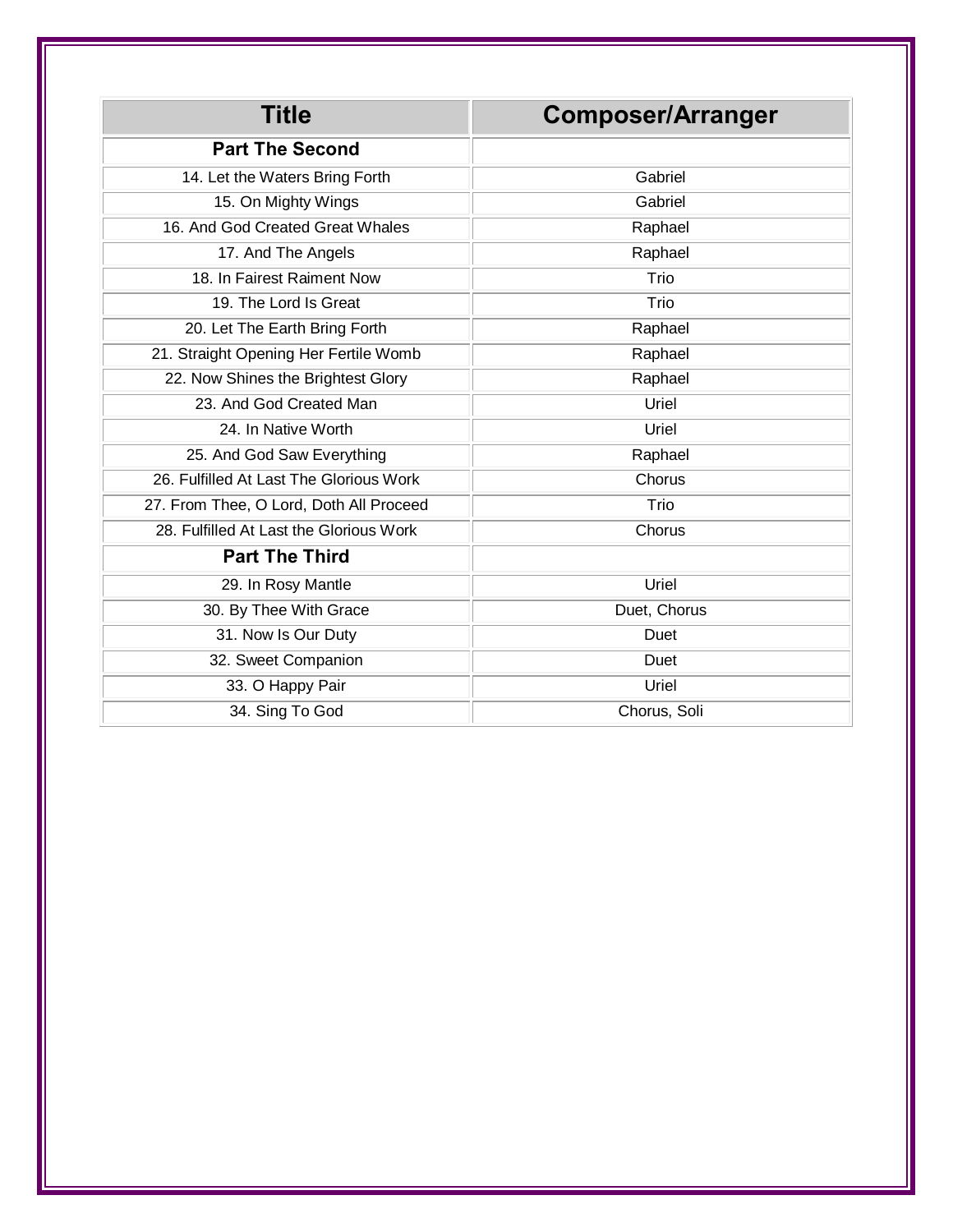| Title | Composer/Arranger |
| --- | --- |
| **Part The Second** | |
| 14. Let the Waters Bring Forth | Gabriel |
| 15. On Mighty Wings | Gabriel |
| 16. And God Created Great Whales | Raphael |
| 17. And The Angels | Raphael |
| 18. In Fairest Raiment Now | Trio |
| 19. The Lord Is Great | Trio |
| 20. Let The Earth Bring Forth | Raphael |
| 21. Straight Opening Her Fertile Womb | Raphael |
| 22. Now Shines the Brightest Glory | Raphael |
| 23. And God Created Man | Uriel |
| 24. In Native Worth | Uriel |
| 25. And God Saw Everything | Raphael |
| 26. Fulfilled At Last The Glorious Work | Chorus |
| 27. From Thee, O Lord, Doth All Proceed | Trio |
| 28. Fulfilled At Last the Glorious Work | Chorus |
| **Part The Third** | |
| 29. In Rosy Mantle | Uriel |
| 30. By Thee With Grace | Duet, Chorus |
| 31. Now Is Our Duty | Duet |
| 32. Sweet Companion | Duet |
| 33. O Happy Pair | Uriel |
| 34. Sing To God | Chorus, Soli |